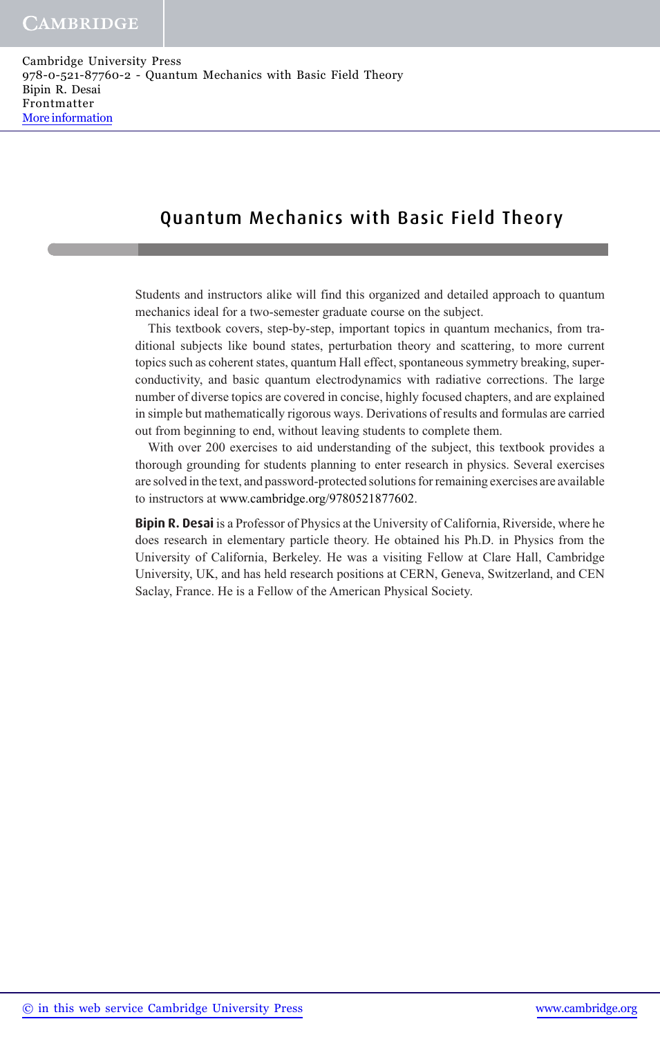# Quantum Mechanics with Basic Field Theory

Students and instructors alike will find this organized and detailed approach to quantum mechanics ideal for a two-semester graduate course on the subject.

This textbook covers, step-by-step, important topics in quantum mechanics, from traditional subjects like bound states, perturbation theory and scattering, to more current topics such as coherent states, quantum Hall effect, spontaneous symmetry breaking, superconductivity, and basic quantum electrodynamics with radiative corrections. The large number of diverse topics are covered in concise, highly focused chapters, and are explained in simple but mathematically rigorous ways. Derivations of results and formulas are carried out from beginning to end, without leaving students to complete them.

With over 200 exercises to aid understanding of the subject, this textbook provides a thorough grounding for students planning to enter research in physics. Several exercises are solved in the text, and password-protected solutions for remaining exercises are available to instructors at www.cambridge.org/9780521877602.

**Bipin R. Desai** is a Professor of Physics at the University of California, Riverside, where he does research in elementary particle theory. He obtained his Ph.D. in Physics from the University of California, Berkeley. He was a visiting Fellow at Clare Hall, Cambridge University, UK, and has held research positions at CERN, Geneva, Switzerland, and CEN Saclay, France. He is a Fellow of the American Physical Society.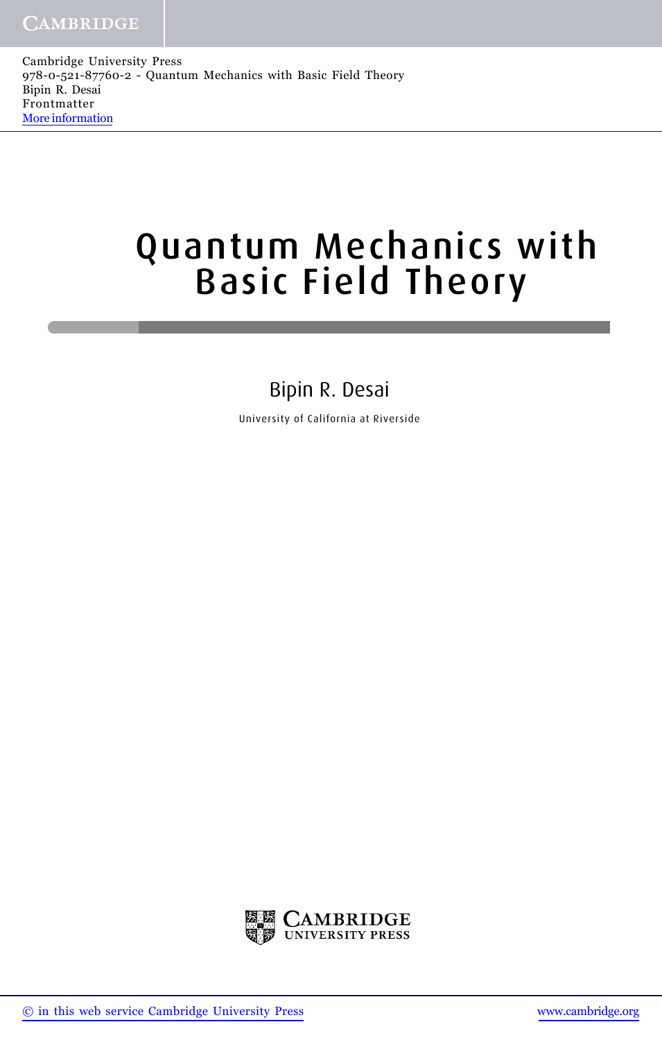# Quantum Mechanics with Basic Field Theory

Bipin R. Desai

University of California at Riverside

CAMBRIDGE UNIVERSITY PRESS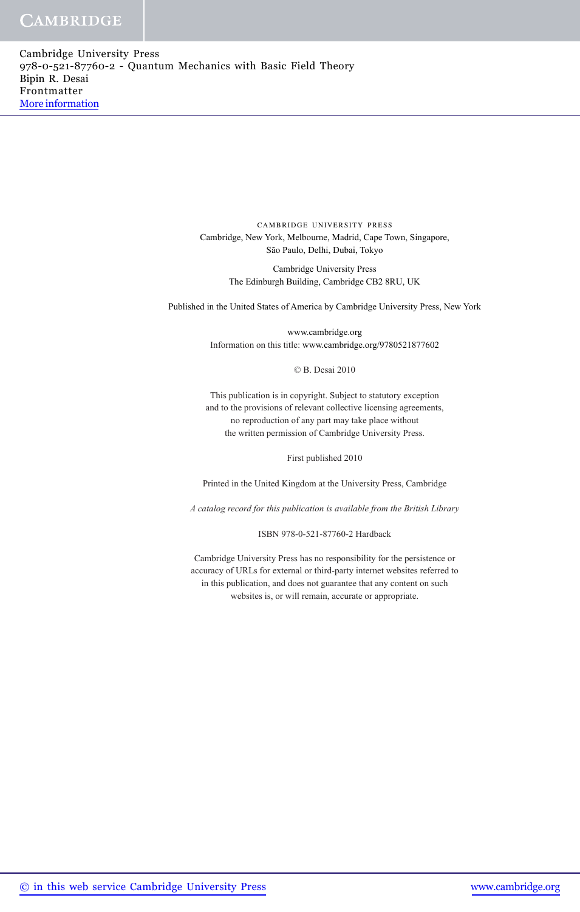CAMBRIDGE UNIVERSITY PRESS

Cambridge, New York, Melbourne, Madrid, Cape Town, Singapore,
São Paulo, Delhi, Dubai, Tokyo

Cambridge University Press
The Edinburgh Building, Cambridge CB2 8RU, UK

Published in the United States of America by Cambridge University Press, New York

www.cambridge.org
Information on this title: www.cambridge.org/9780521877602

© B. Desai 2010

This publication is in copyright. Subject to statutory exception
and to the provisions of relevant collective licensing agreements,
no reproduction of any part may take place without
the written permission of Cambridge University Press.

First published 2010

Printed in the United Kingdom at the University Press, Cambridge

*A catalog record for this publication is available from the British Library*

ISBN 978-0-521-87760-2 Hardback

Cambridge University Press has no responsibility for the persistence or
accuracy of URLs for external or third-party internet websites referred to
in this publication, and does not guarantee that any content on such
websites is, or will remain, accurate or appropriate.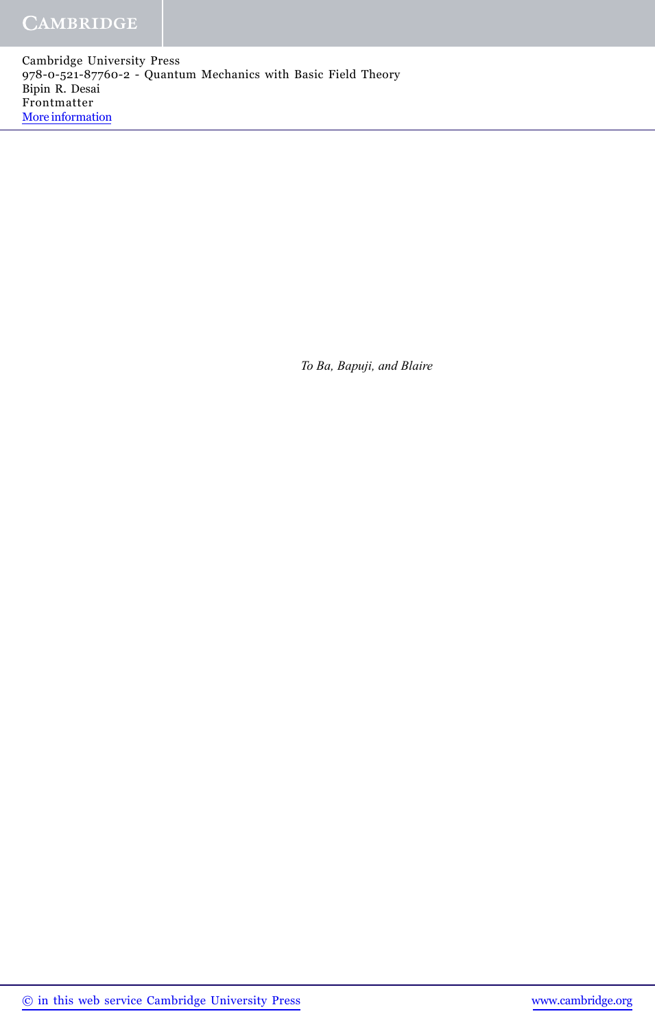*To Ba, Bapuji, and Blaire*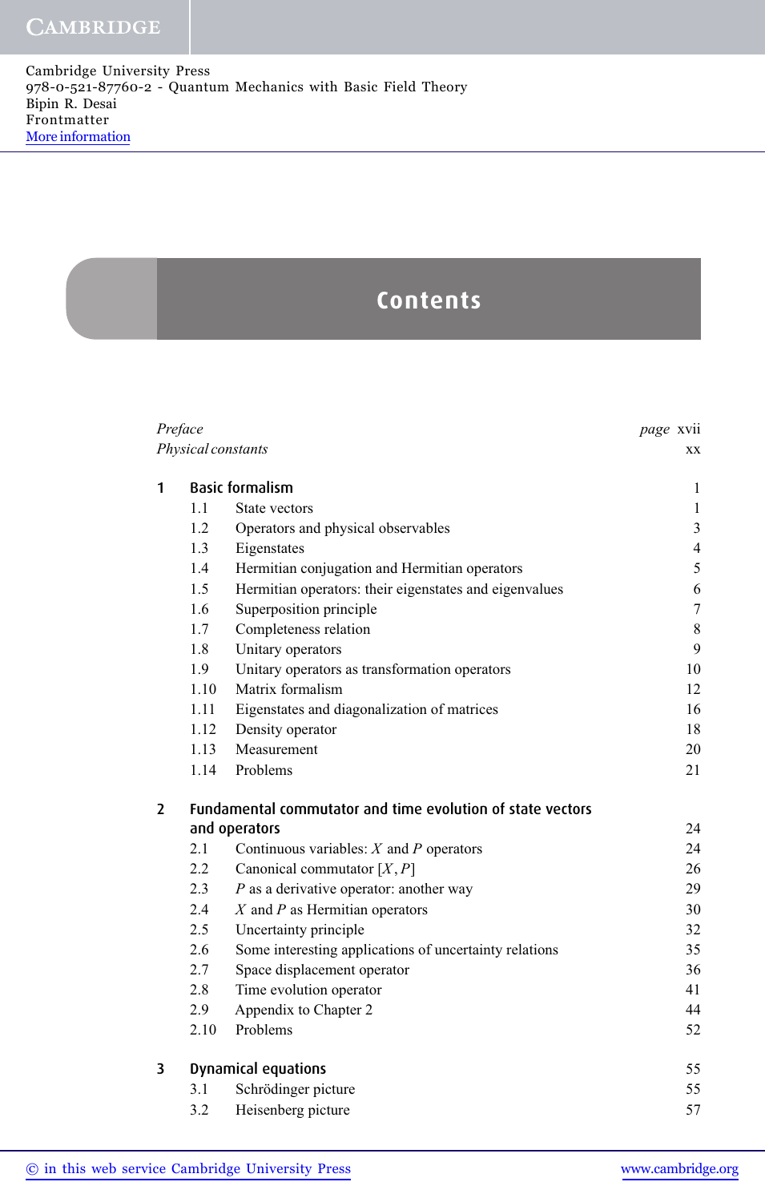# Contents

| | | |
|---|---|---|
| *Preface* | | *page* xvii |
| *Physical constants* | | xx |
| **1** | **Basic formalism** | 1 |
| 1.1 | State vectors | 1 |
| 1.2 | Operators and physical observables | 3 |
| 1.3 | Eigenstates | 4 |
| 1.4 | Hermitian conjugation and Hermitian operators | 5 |
| 1.5 | Hermitian operators: their eigenstates and eigenvalues | 6 |
| 1.6 | Superposition principle | 7 |
| 1.7 | Completeness relation | 8 |
| 1.8 | Unitary operators | 9 |
| 1.9 | Unitary operators as transformation operators | 10 |
| 1.10 | Matrix formalism | 12 |
| 1.11 | Eigenstates and diagonalization of matrices | 16 |
| 1.12 | Density operator | 18 |
| 1.13 | Measurement | 20 |
| 1.14 | Problems | 21 |
| **2** | **Fundamental commutator and time evolution of state vectors and operators** | 24 |
| 2.1 | Continuous variables: $X$ and $P$ operators | 24 |
| 2.2 | Canonical commutator $[X, P]$ | 26 |
| 2.3 | $P$ as a derivative operator: another way | 29 |
| 2.4 | $X$ and $P$ as Hermitian operators | 30 |
| 2.5 | Uncertainty principle | 32 |
| 2.6 | Some interesting applications of uncertainty relations | 35 |
| 2.7 | Space displacement operator | 36 |
| 2.8 | Time evolution operator | 41 |
| 2.9 | Appendix to Chapter 2 | 44 |
| 2.10 | Problems | 52 |
| **3** | **Dynamical equations** | 55 |
| 3.1 | Schrödinger picture | 55 |
| 3.2 | Heisenberg picture | 57 |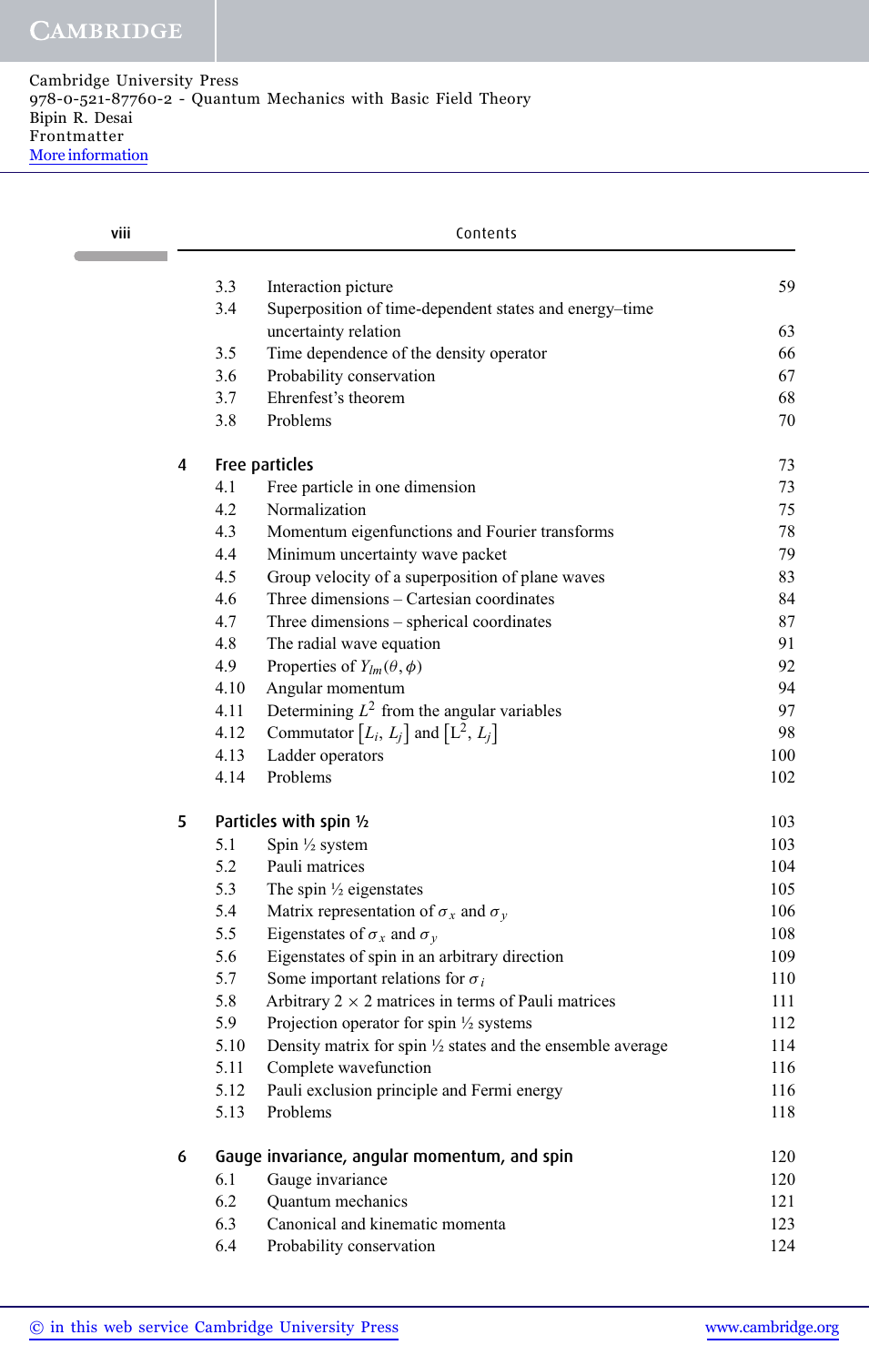3.3 Interaction picture 59

3.4 Superposition of time-dependent states and energy–time uncertainty relation 63

3.5 Time dependence of the density operator 66

3.6 Probability conservation 67

3.7 Ehrenfest's theorem 68

3.8 Problems 70

**4 Free particles** 73

4.1 Free particle in one dimension 73

4.2 Normalization 75

4.3 Momentum eigenfunctions and Fourier transforms 78

4.4 Minimum uncertainty wave packet 79

4.5 Group velocity of a superposition of plane waves 83

4.6 Three dimensions – Cartesian coordinates 84

4.7 Three dimensions – spherical coordinates 87

4.8 The radial wave equation 91

4.9 Properties of $Y_{lm}(\theta, \phi)$ 92

4.10 Angular momentum 94

4.11 Determining $L^2$ from the angular variables 97

4.12 Commutator $[L_i, L_j]$ and $[L^2, L_j]$ 98

4.13 Ladder operators 100

4.14 Problems 102

**5 Particles with spin ½** 103

5.1 Spin ½ system 103

5.2 Pauli matrices 104

5.3 The spin ½ eigenstates 105

5.4 Matrix representation of $\sigma_x$ and $\sigma_y$ 106

5.5 Eigenstates of $\sigma_x$ and $\sigma_y$ 108

5.6 Eigenstates of spin in an arbitrary direction 109

5.7 Some important relations for $\sigma_i$ 110

5.8 Arbitrary $2 \times 2$ matrices in terms of Pauli matrices 111

5.9 Projection operator for spin ½ systems 112

5.10 Density matrix for spin ½ states and the ensemble average 114

5.11 Complete wavefunction 116

5.12 Pauli exclusion principle and Fermi energy 116

5.13 Problems 118

**6 Gauge invariance, angular momentum, and spin** 120

6.1 Gauge invariance 120

6.2 Quantum mechanics 121

6.3 Canonical and kinematic momenta 123

6.4 Probability conservation 124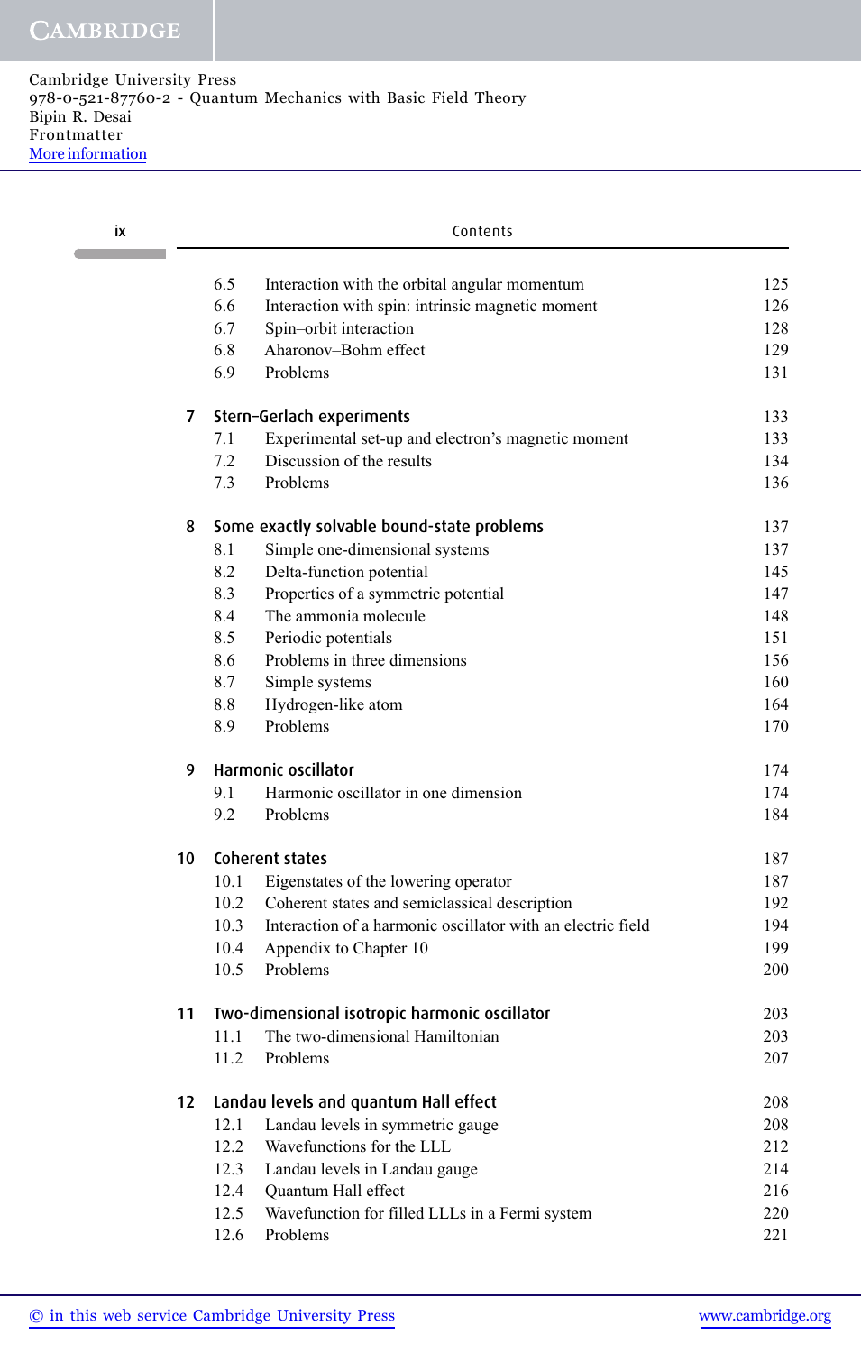| | | |
|---|---|---|
| 6.5 | Interaction with the orbital angular momentum | 125 |
| 6.6 | Interaction with spin: intrinsic magnetic moment | 126 |
| 6.7 | Spin–orbit interaction | 128 |
| 6.8 | Aharonov–Bohm effect | 129 |
| 6.9 | Problems | 131 |

## 7 Stern–Gerlach experiments — 133

| | | |
|---|---|---|
| 7.1 | Experimental set-up and electron's magnetic moment | 133 |
| 7.2 | Discussion of the results | 134 |
| 7.3 | Problems | 136 |

## 8 Some exactly solvable bound-state problems — 137

| | | |
|---|---|---|
| 8.1 | Simple one-dimensional systems | 137 |
| 8.2 | Delta-function potential | 145 |
| 8.3 | Properties of a symmetric potential | 147 |
| 8.4 | The ammonia molecule | 148 |
| 8.5 | Periodic potentials | 151 |
| 8.6 | Problems in three dimensions | 156 |
| 8.7 | Simple systems | 160 |
| 8.8 | Hydrogen-like atom | 164 |
| 8.9 | Problems | 170 |

## 9 Harmonic oscillator — 174

| | | |
|---|---|---|
| 9.1 | Harmonic oscillator in one dimension | 174 |
| 9.2 | Problems | 184 |

## 10 Coherent states — 187

| | | |
|---|---|---|
| 10.1 | Eigenstates of the lowering operator | 187 |
| 10.2 | Coherent states and semiclassical description | 192 |
| 10.3 | Interaction of a harmonic oscillator with an electric field | 194 |
| 10.4 | Appendix to Chapter 10 | 199 |
| 10.5 | Problems | 200 |

## 11 Two-dimensional isotropic harmonic oscillator — 203

| | | |
|---|---|---|
| 11.1 | The two-dimensional Hamiltonian | 203 |
| 11.2 | Problems | 207 |

## 12 Landau levels and quantum Hall effect — 208

| | | |
|---|---|---|
| 12.1 | Landau levels in symmetric gauge | 208 |
| 12.2 | Wavefunctions for the LLL | 212 |
| 12.3 | Landau levels in Landau gauge | 214 |
| 12.4 | Quantum Hall effect | 216 |
| 12.5 | Wavefunction for filled LLLs in a Fermi system | 220 |
| 12.6 | Problems | 221 |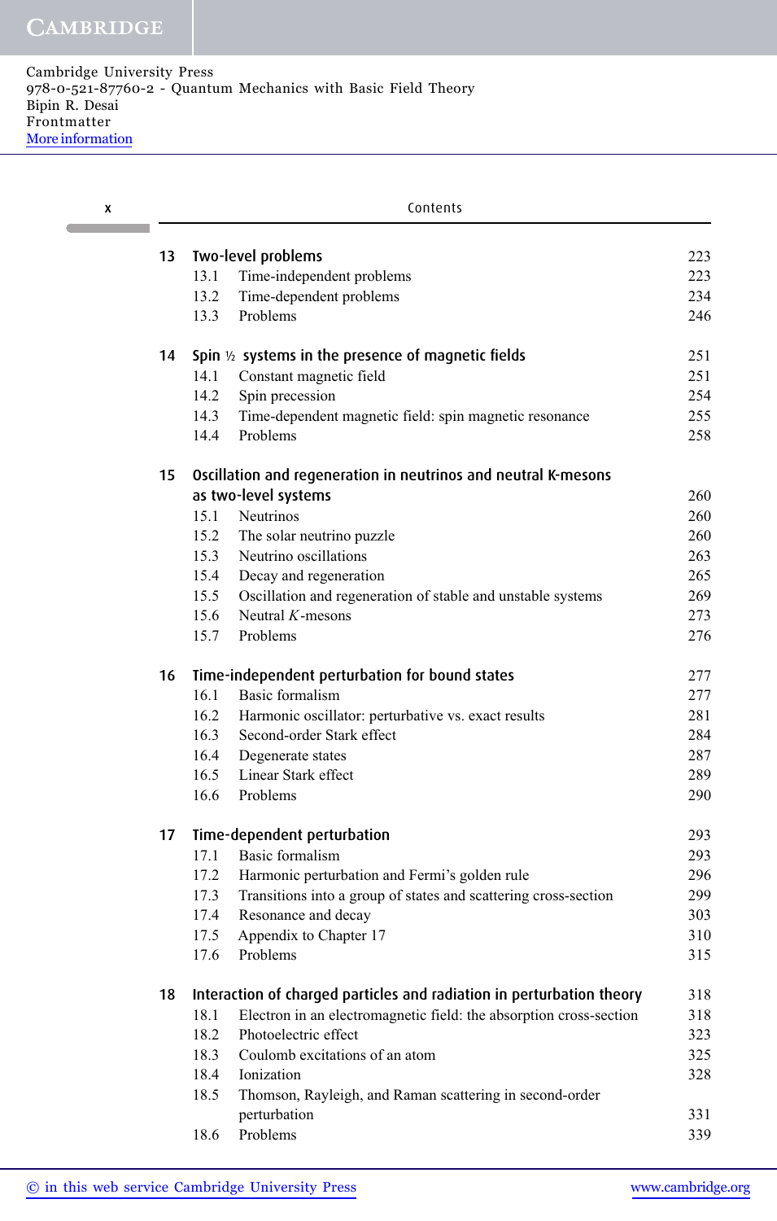| | | |
|---|---|---|
| **13** | **Two-level problems** | **223** |
| 13.1 | Time-independent problems | 223 |
| 13.2 | Time-dependent problems | 234 |
| 13.3 | Problems | 246 |
| **14** | **Spin ½ systems in the presence of magnetic fields** | **251** |
| 14.1 | Constant magnetic field | 251 |
| 14.2 | Spin precession | 254 |
| 14.3 | Time-dependent magnetic field: spin magnetic resonance | 255 |
| 14.4 | Problems | 258 |
| **15** | **Oscillation and regeneration in neutrinos and neutral K-mesons as two-level systems** | **260** |
| 15.1 | Neutrinos | 260 |
| 15.2 | The solar neutrino puzzle | 260 |
| 15.3 | Neutrino oscillations | 263 |
| 15.4 | Decay and regeneration | 265 |
| 15.5 | Oscillation and regeneration of stable and unstable systems | 269 |
| 15.6 | Neutral $K$-mesons | 273 |
| 15.7 | Problems | 276 |
| **16** | **Time-independent perturbation for bound states** | **277** |
| 16.1 | Basic formalism | 277 |
| 16.2 | Harmonic oscillator: perturbative vs. exact results | 281 |
| 16.3 | Second-order Stark effect | 284 |
| 16.4 | Degenerate states | 287 |
| 16.5 | Linear Stark effect | 289 |
| 16.6 | Problems | 290 |
| **17** | **Time-dependent perturbation** | **293** |
| 17.1 | Basic formalism | 293 |
| 17.2 | Harmonic perturbation and Fermi's golden rule | 296 |
| 17.3 | Transitions into a group of states and scattering cross-section | 299 |
| 17.4 | Resonance and decay | 303 |
| 17.5 | Appendix to Chapter 17 | 310 |
| 17.6 | Problems | 315 |
| **18** | **Interaction of charged particles and radiation in perturbation theory** | **318** |
| 18.1 | Electron in an electromagnetic field: the absorption cross-section | 318 |
| 18.2 | Photoelectric effect | 323 |
| 18.3 | Coulomb excitations of an atom | 325 |
| 18.4 | Ionization | 328 |
| 18.5 | Thomson, Rayleigh, and Raman scattering in second-order perturbation | 331 |
| 18.6 | Problems | 339 |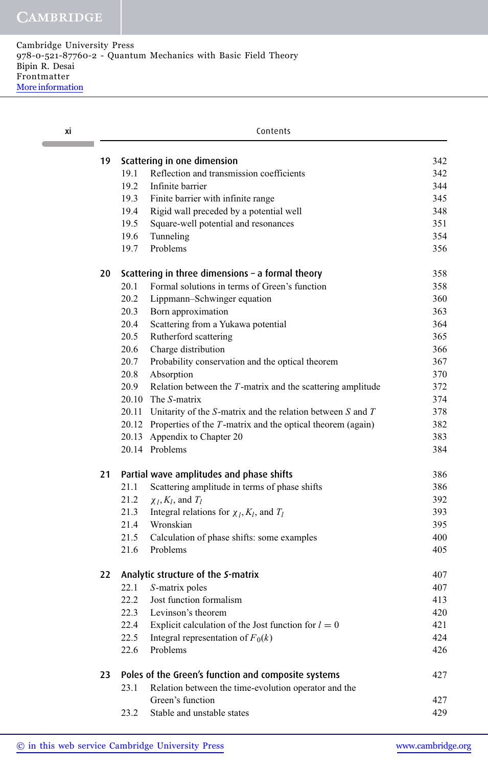| | | |
|---|---|---|
| **19** | **Scattering in one dimension** | 342 |
| 19.1 | Reflection and transmission coefficients | 342 |
| 19.2 | Infinite barrier | 344 |
| 19.3 | Finite barrier with infinite range | 345 |
| 19.4 | Rigid wall preceded by a potential well | 348 |
| 19.5 | Square-well potential and resonances | 351 |
| 19.6 | Tunneling | 354 |
| 19.7 | Problems | 356 |
| **20** | **Scattering in three dimensions – a formal theory** | 358 |
| 20.1 | Formal solutions in terms of Green's function | 358 |
| 20.2 | Lippmann–Schwinger equation | 360 |
| 20.3 | Born approximation | 363 |
| 20.4 | Scattering from a Yukawa potential | 364 |
| 20.5 | Rutherford scattering | 365 |
| 20.6 | Charge distribution | 366 |
| 20.7 | Probability conservation and the optical theorem | 367 |
| 20.8 | Absorption | 370 |
| 20.9 | Relation between the $T$-matrix and the scattering amplitude | 372 |
| 20.10 | The $S$-matrix | 374 |
| 20.11 | Unitarity of the $S$-matrix and the relation between $S$ and $T$ | 378 |
| 20.12 | Properties of the $T$-matrix and the optical theorem (again) | 382 |
| 20.13 | Appendix to Chapter 20 | 383 |
| 20.14 | Problems | 384 |
| **21** | **Partial wave amplitudes and phase shifts** | 386 |
| 21.1 | Scattering amplitude in terms of phase shifts | 386 |
| 21.2 | $\chi_l, K_l$, and $T_l$ | 392 |
| 21.3 | Integral relations for $\chi_l, K_l$, and $T_l$ | 393 |
| 21.4 | Wronskian | 395 |
| 21.5 | Calculation of phase shifts: some examples | 400 |
| 21.6 | Problems | 405 |
| **22** | **Analytic structure of the $S$-matrix** | 407 |
| 22.1 | $S$-matrix poles | 407 |
| 22.2 | Jost function formalism | 413 |
| 22.3 | Levinson's theorem | 420 |
| 22.4 | Explicit calculation of the Jost function for $l = 0$ | 421 |
| 22.5 | Integral representation of $F_0(k)$ | 424 |
| 22.6 | Problems | 426 |
| **23** | **Poles of the Green's function and composite systems** | 427 |
| 23.1 | Relation between the time-evolution operator and the Green's function | 427 |
| 23.2 | Stable and unstable states | 429 |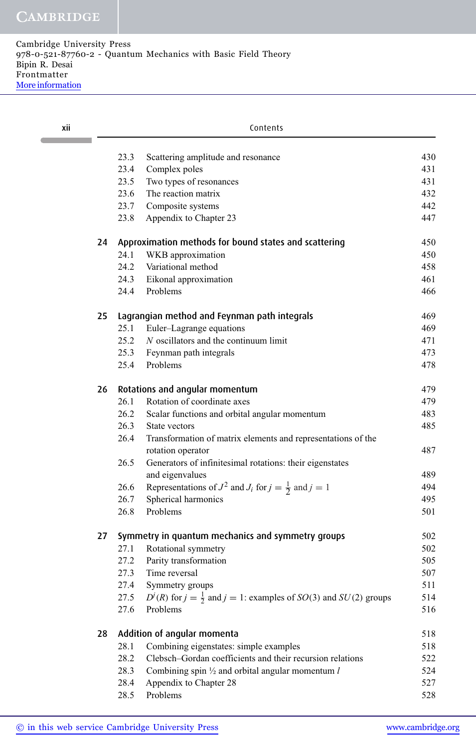| | | |
|---|---|---|
| 23.3 | Scattering amplitude and resonance | 430 |
| 23.4 | Complex poles | 431 |
| 23.5 | Two types of resonances | 431 |
| 23.6 | The reaction matrix | 432 |
| 23.7 | Composite systems | 442 |
| 23.8 | Appendix to Chapter 23 | 447 |

**24 Approximation methods for bound states and scattering** 450

| | | |
|---|---|---|
| 24.1 | WKB approximation | 450 |
| 24.2 | Variational method | 458 |
| 24.3 | Eikonal approximation | 461 |
| 24.4 | Problems | 466 |

**25 Lagrangian method and Feynman path integrals** 469

| | | |
|---|---|---|
| 25.1 | Euler–Lagrange equations | 469 |
| 25.2 | $N$ oscillators and the continuum limit | 471 |
| 25.3 | Feynman path integrals | 473 |
| 25.4 | Problems | 478 |

**26 Rotations and angular momentum** 479

| | | |
|---|---|---|
| 26.1 | Rotation of coordinate axes | 479 |
| 26.2 | Scalar functions and orbital angular momentum | 483 |
| 26.3 | State vectors | 485 |
| 26.4 | Transformation of matrix elements and representations of the rotation operator | 487 |
| 26.5 | Generators of infinitesimal rotations: their eigenstates and eigenvalues | 489 |
| 26.6 | Representations of $J^2$ and $J_i$ for $j = \frac{1}{2}$ and $j = 1$ | 494 |
| 26.7 | Spherical harmonics | 495 |
| 26.8 | Problems | 501 |

**27 Symmetry in quantum mechanics and symmetry groups** 502

| | | |
|---|---|---|
| 27.1 | Rotational symmetry | 502 |
| 27.2 | Parity transformation | 505 |
| 27.3 | Time reversal | 507 |
| 27.4 | Symmetry groups | 511 |
| 27.5 | $D^j(R)$ for $j = \frac{1}{2}$ and $j = 1$: examples of $SO(3)$ and $SU(2)$ groups | 514 |
| 27.6 | Problems | 516 |

**28 Addition of angular momenta** 518

| | | |
|---|---|---|
| 28.1 | Combining eigenstates: simple examples | 518 |
| 28.2 | Clebsch–Gordan coefficients and their recursion relations | 522 |
| 28.3 | Combining spin ½ and orbital angular momentum $l$ | 524 |
| 28.4 | Appendix to Chapter 28 | 527 |
| 28.5 | Problems | 528 |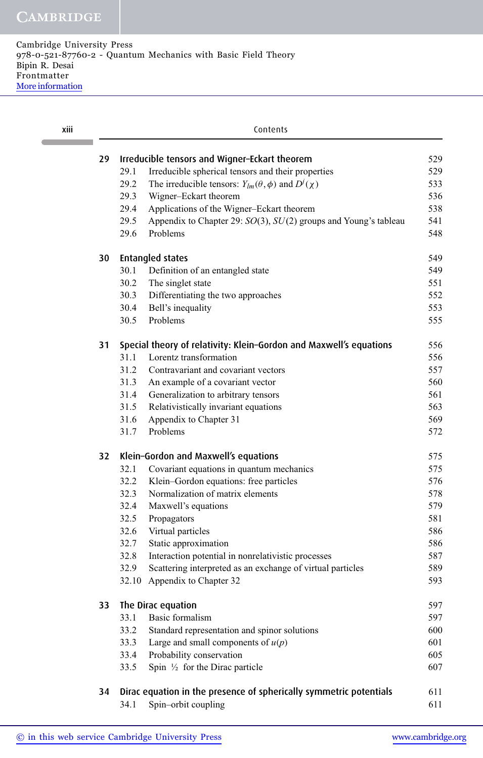| | | |
|---|---|---|
| **29** | **Irreducible tensors and Wigner–Eckart theorem** | 529 |
| 29.1 | Irreducible spherical tensors and their properties | 529 |
| 29.2 | The irreducible tensors: $Y_{lm}(\theta, \phi)$ and $D^j(\chi)$ | 533 |
| 29.3 | Wigner–Eckart theorem | 536 |
| 29.4 | Applications of the Wigner–Eckart theorem | 538 |
| 29.5 | Appendix to Chapter 29: $SO(3)$, $SU(2)$ groups and Young's tableau | 541 |
| 29.6 | Problems | 548 |
| **30** | **Entangled states** | 549 |
| 30.1 | Definition of an entangled state | 549 |
| 30.2 | The singlet state | 551 |
| 30.3 | Differentiating the two approaches | 552 |
| 30.4 | Bell's inequality | 553 |
| 30.5 | Problems | 555 |
| **31** | **Special theory of relativity: Klein–Gordon and Maxwell's equations** | 556 |
| 31.1 | Lorentz transformation | 556 |
| 31.2 | Contravariant and covariant vectors | 557 |
| 31.3 | An example of a covariant vector | 560 |
| 31.4 | Generalization to arbitrary tensors | 561 |
| 31.5 | Relativistically invariant equations | 563 |
| 31.6 | Appendix to Chapter 31 | 569 |
| 31.7 | Problems | 572 |
| **32** | **Klein–Gordon and Maxwell's equations** | 575 |
| 32.1 | Covariant equations in quantum mechanics | 575 |
| 32.2 | Klein–Gordon equations: free particles | 576 |
| 32.3 | Normalization of matrix elements | 578 |
| 32.4 | Maxwell's equations | 579 |
| 32.5 | Propagators | 581 |
| 32.6 | Virtual particles | 586 |
| 32.7 | Static approximation | 586 |
| 32.8 | Interaction potential in nonrelativistic processes | 587 |
| 32.9 | Scattering interpreted as an exchange of virtual particles | 589 |
| 32.10 | Appendix to Chapter 32 | 593 |
| **33** | **The Dirac equation** | 597 |
| 33.1 | Basic formalism | 597 |
| 33.2 | Standard representation and spinor solutions | 600 |
| 33.3 | Large and small components of $u(p)$ | 601 |
| 33.4 | Probability conservation | 605 |
| 33.5 | Spin ½ for the Dirac particle | 607 |
| **34** | **Dirac equation in the presence of spherically symmetric potentials** | 611 |
| 34.1 | Spin–orbit coupling | 611 |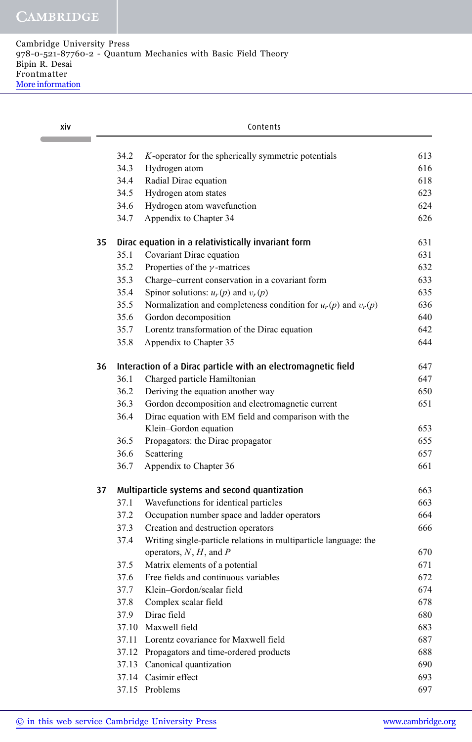| | | |
|---|---|---|
| 34.2 | $K$-operator for the spherically symmetric potentials | 613 |
| 34.3 | Hydrogen atom | 616 |
| 34.4 | Radial Dirac equation | 618 |
| 34.5 | Hydrogen atom states | 623 |
| 34.6 | Hydrogen atom wavefunction | 624 |
| 34.7 | Appendix to Chapter 34 | 626 |

**35 Dirac equation in a relativistically invariant form** 631

| | | |
|---|---|---|
| 35.1 | Covariant Dirac equation | 631 |
| 35.2 | Properties of the $\gamma$-matrices | 632 |
| 35.3 | Charge–current conservation in a covariant form | 633 |
| 35.4 | Spinor solutions: $u_r(p)$ and $v_r(p)$ | 635 |
| 35.5 | Normalization and completeness condition for $u_r(p)$ and $v_r(p)$ | 636 |
| 35.6 | Gordon decomposition | 640 |
| 35.7 | Lorentz transformation of the Dirac equation | 642 |
| 35.8 | Appendix to Chapter 35 | 644 |

**36 Interaction of a Dirac particle with an electromagnetic field** 647

| | | |
|---|---|---|
| 36.1 | Charged particle Hamiltonian | 647 |
| 36.2 | Deriving the equation another way | 650 |
| 36.3 | Gordon decomposition and electromagnetic current | 651 |
| 36.4 | Dirac equation with EM field and comparison with the Klein–Gordon equation | 653 |
| 36.5 | Propagators: the Dirac propagator | 655 |
| 36.6 | Scattering | 657 |
| 36.7 | Appendix to Chapter 36 | 661 |

**37 Multiparticle systems and second quantization** 663

| | | |
|---|---|---|
| 37.1 | Wavefunctions for identical particles | 663 |
| 37.2 | Occupation number space and ladder operators | 664 |
| 37.3 | Creation and destruction operators | 666 |
| 37.4 | Writing single-particle relations in multiparticle language: the operators, $N$, $H$, and $P$ | 670 |
| 37.5 | Matrix elements of a potential | 671 |
| 37.6 | Free fields and continuous variables | 672 |
| 37.7 | Klein–Gordon/scalar field | 674 |
| 37.8 | Complex scalar field | 678 |
| 37.9 | Dirac field | 680 |
| 37.10 | Maxwell field | 683 |
| 37.11 | Lorentz covariance for Maxwell field | 687 |
| 37.12 | Propagators and time-ordered products | 688 |
| 37.13 | Canonical quantization | 690 |
| 37.14 | Casimir effect | 693 |
| 37.15 | Problems | 697 |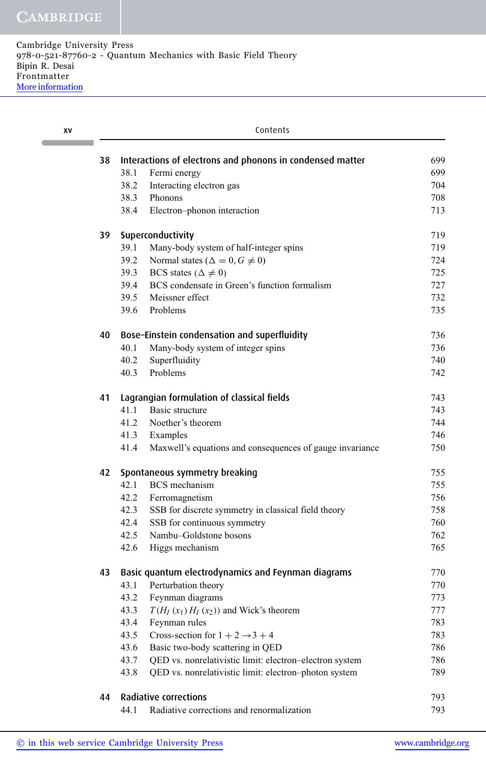| | | |
|---|---|---|
| **38** | **Interactions of electrons and phonons in condensed matter** | **699** |
| 38.1 | Fermi energy | 699 |
| 38.2 | Interacting electron gas | 704 |
| 38.3 | Phonons | 708 |
| 38.4 | Electron–phonon interaction | 713 |
| **39** | **Superconductivity** | **719** |
| 39.1 | Many-body system of half-integer spins | 719 |
| 39.2 | Normal states ($\Delta = 0, G \neq 0$) | 724 |
| 39.3 | BCS states ($\Delta \neq 0$) | 725 |
| 39.4 | BCS condensate in Green's function formalism | 727 |
| 39.5 | Meissner effect | 732 |
| 39.6 | Problems | 735 |
| **40** | **Bose–Einstein condensation and superfluidity** | **736** |
| 40.1 | Many-body system of integer spins | 736 |
| 40.2 | Superfluidity | 740 |
| 40.3 | Problems | 742 |
| **41** | **Lagrangian formulation of classical fields** | **743** |
| 41.1 | Basic structure | 743 |
| 41.2 | Noether's theorem | 744 |
| 41.3 | Examples | 746 |
| 41.4 | Maxwell's equations and consequences of gauge invariance | 750 |
| **42** | **Spontaneous symmetry breaking** | **755** |
| 42.1 | BCS mechanism | 755 |
| 42.2 | Ferromagnetism | 756 |
| 42.3 | SSB for discrete symmetry in classical field theory | 758 |
| 42.4 | SSB for continuous symmetry | 760 |
| 42.5 | Nambu–Goldstone bosons | 762 |
| 42.6 | Higgs mechanism | 765 |
| **43** | **Basic quantum electrodynamics and Feynman diagrams** | **770** |
| 43.1 | Perturbation theory | 770 |
| 43.2 | Feynman diagrams | 773 |
| 43.3 | $T(H_I(x_1)\,H_I(x_2))$ and Wick's theorem | 777 |
| 43.4 | Feynman rules | 783 |
| 43.5 | Cross-section for $1 + 2 \rightarrow 3 + 4$ | 783 |
| 43.6 | Basic two-body scattering in QED | 786 |
| 43.7 | QED vs. nonrelativistic limit: electron–electron system | 786 |
| 43.8 | QED vs. nonrelativistic limit: electron–photon system | 789 |
| **44** | **Radiative corrections** | **793** |
| 44.1 | Radiative corrections and renormalization | 793 |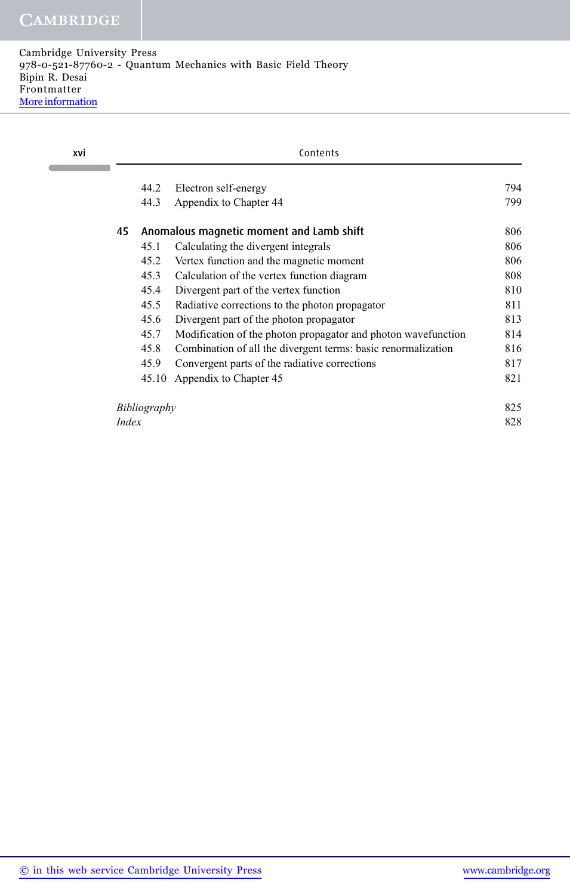| | | |
|---|---|---|
| 44.2 | Electron self-energy | 794 |
| 44.3 | Appendix to Chapter 44 | 799 |
| **45** | **Anomalous magnetic moment and Lamb shift** | **806** |
| 45.1 | Calculating the divergent integrals | 806 |
| 45.2 | Vertex function and the magnetic moment | 806 |
| 45.3 | Calculation of the vertex function diagram | 808 |
| 45.4 | Divergent part of the vertex function | 810 |
| 45.5 | Radiative corrections to the photon propagator | 811 |
| 45.6 | Divergent part of the photon propagator | 813 |
| 45.7 | Modification of the photon propagator and photon wavefunction | 814 |
| 45.8 | Combination of all the divergent terms: basic renormalization | 816 |
| 45.9 | Convergent parts of the radiative corrections | 817 |
| 45.10 | Appendix to Chapter 45 | 821 |
| *Bibliography* | | 825 |
| *Index* | | 828 |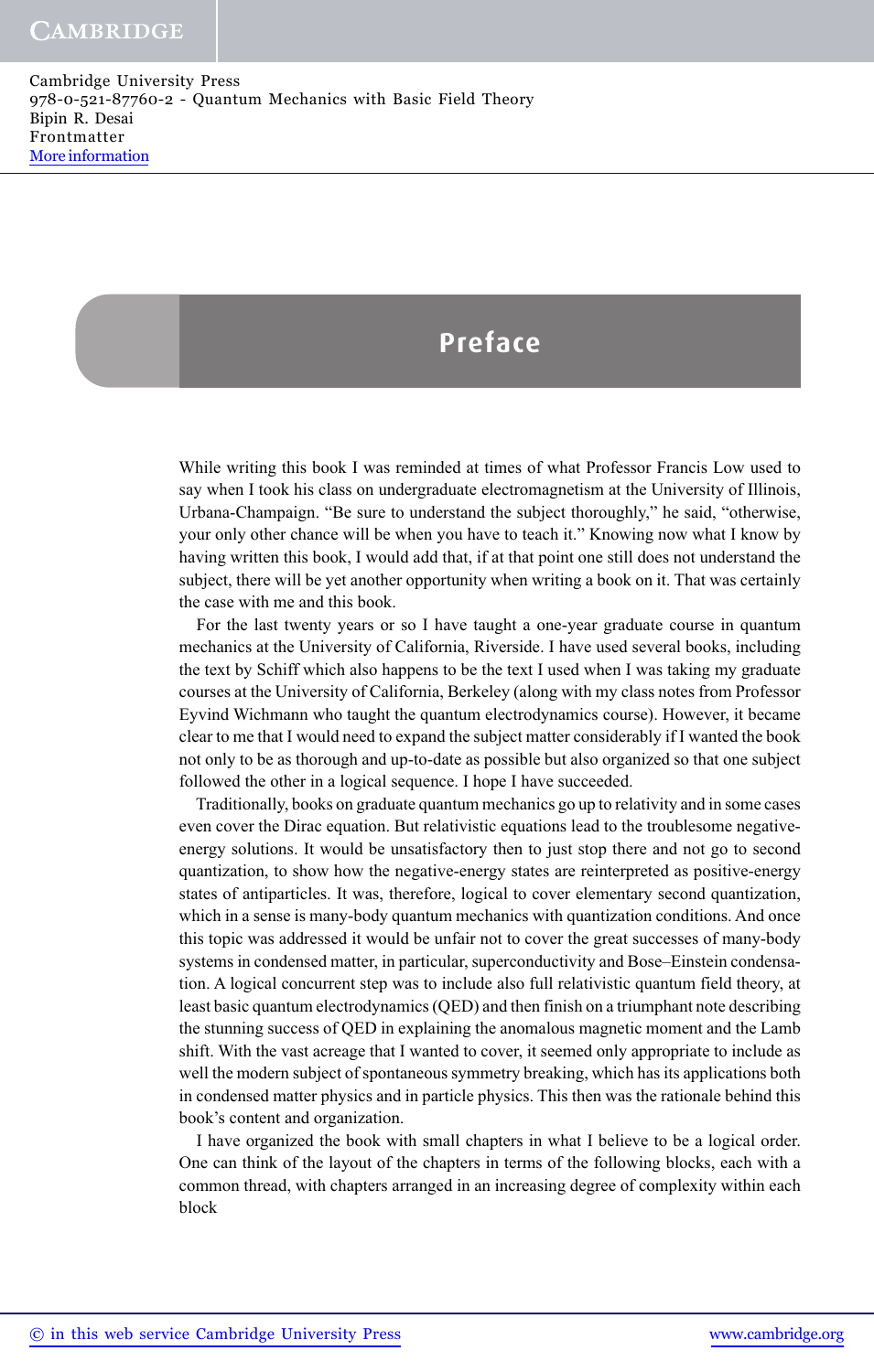# Preface

While writing this book I was reminded at times of what Professor Francis Low used to say when I took his class on undergraduate electromagnetism at the University of Illinois, Urbana-Champaign. "Be sure to understand the subject thoroughly," he said, "otherwise, your only other chance will be when you have to teach it." Knowing now what I know by having written this book, I would add that, if at that point one still does not understand the subject, there will be yet another opportunity when writing a book on it. That was certainly the case with me and this book.

For the last twenty years or so I have taught a one-year graduate course in quantum mechanics at the University of California, Riverside. I have used several books, including the text by Schiff which also happens to be the text I used when I was taking my graduate courses at the University of California, Berkeley (along with my class notes from Professor Eyvind Wichmann who taught the quantum electrodynamics course). However, it became clear to me that I would need to expand the subject matter considerably if I wanted the book not only to be as thorough and up-to-date as possible but also organized so that one subject followed the other in a logical sequence. I hope I have succeeded.

Traditionally, books on graduate quantum mechanics go up to relativity and in some cases even cover the Dirac equation. But relativistic equations lead to the troublesome negative-energy solutions. It would be unsatisfactory then to just stop there and not go to second quantization, to show how the negative-energy states are reinterpreted as positive-energy states of antiparticles. It was, therefore, logical to cover elementary second quantization, which in a sense is many-body quantum mechanics with quantization conditions. And once this topic was addressed it would be unfair not to cover the great successes of many-body systems in condensed matter, in particular, superconductivity and Bose–Einstein condensation. A logical concurrent step was to include also full relativistic quantum field theory, at least basic quantum electrodynamics (QED) and then finish on a triumphant note describing the stunning success of QED in explaining the anomalous magnetic moment and the Lamb shift. With the vast acreage that I wanted to cover, it seemed only appropriate to include as well the modern subject of spontaneous symmetry breaking, which has its applications both in condensed matter physics and in particle physics. This then was the rationale behind this book's content and organization.

I have organized the book with small chapters in what I believe to be a logical order. One can think of the layout of the chapters in terms of the following blocks, each with a common thread, with chapters arranged in an increasing degree of complexity within each block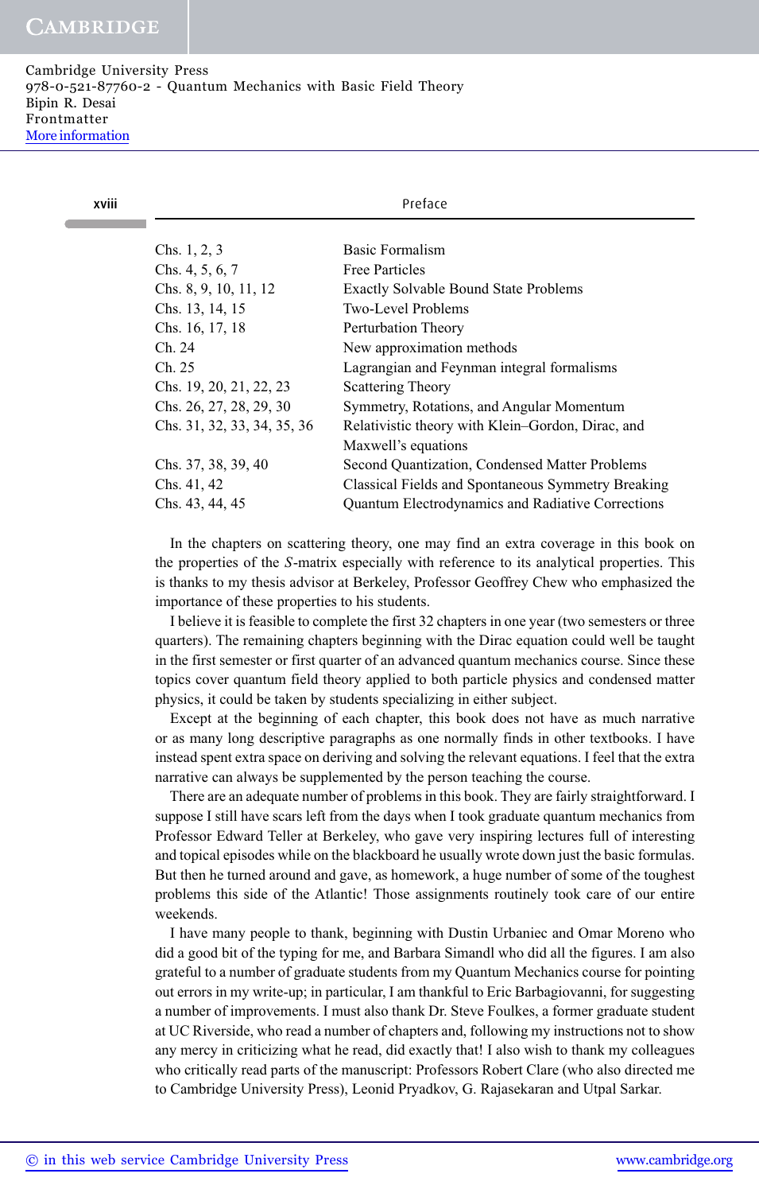| | |
|---|---|
| Chs. 1, 2, 3 | Basic Formalism |
| Chs. 4, 5, 6, 7 | Free Particles |
| Chs. 8, 9, 10, 11, 12 | Exactly Solvable Bound State Problems |
| Chs. 13, 14, 15 | Two-Level Problems |
| Chs. 16, 17, 18 | Perturbation Theory |
| Ch. 24 | New approximation methods |
| Ch. 25 | Lagrangian and Feynman integral formalisms |
| Chs. 19, 20, 21, 22, 23 | Scattering Theory |
| Chs. 26, 27, 28, 29, 30 | Symmetry, Rotations, and Angular Momentum |
| Chs. 31, 32, 33, 34, 35, 36 | Relativistic theory with Klein–Gordon, Dirac, and Maxwell's equations |
| Chs. 37, 38, 39, 40 | Second Quantization, Condensed Matter Problems |
| Chs. 41, 42 | Classical Fields and Spontaneous Symmetry Breaking |
| Chs. 43, 44, 45 | Quantum Electrodynamics and Radiative Corrections |

In the chapters on scattering theory, one may find an extra coverage in this book on the properties of the *S*-matrix especially with reference to its analytical properties. This is thanks to my thesis advisor at Berkeley, Professor Geoffrey Chew who emphasized the importance of these properties to his students.

I believe it is feasible to complete the first 32 chapters in one year (two semesters or three quarters). The remaining chapters beginning with the Dirac equation could well be taught in the first semester or first quarter of an advanced quantum mechanics course. Since these topics cover quantum field theory applied to both particle physics and condensed matter physics, it could be taken by students specializing in either subject.

Except at the beginning of each chapter, this book does not have as much narrative or as many long descriptive paragraphs as one normally finds in other textbooks. I have instead spent extra space on deriving and solving the relevant equations. I feel that the extra narrative can always be supplemented by the person teaching the course.

There are an adequate number of problems in this book. They are fairly straightforward. I suppose I still have scars left from the days when I took graduate quantum mechanics from Professor Edward Teller at Berkeley, who gave very inspiring lectures full of interesting and topical episodes while on the blackboard he usually wrote down just the basic formulas. But then he turned around and gave, as homework, a huge number of some of the toughest problems this side of the Atlantic! Those assignments routinely took care of our entire weekends.

I have many people to thank, beginning with Dustin Urbaniec and Omar Moreno who did a good bit of the typing for me, and Barbara Simandl who did all the figures. I am also grateful to a number of graduate students from my Quantum Mechanics course for pointing out errors in my write-up; in particular, I am thankful to Eric Barbagiovanni, for suggesting a number of improvements. I must also thank Dr. Steve Foulkes, a former graduate student at UC Riverside, who read a number of chapters and, following my instructions not to show any mercy in criticizing what he read, did exactly that! I also wish to thank my colleagues who critically read parts of the manuscript: Professors Robert Clare (who also directed me to Cambridge University Press), Leonid Pryadkov, G. Rajasekaran and Utpal Sarkar.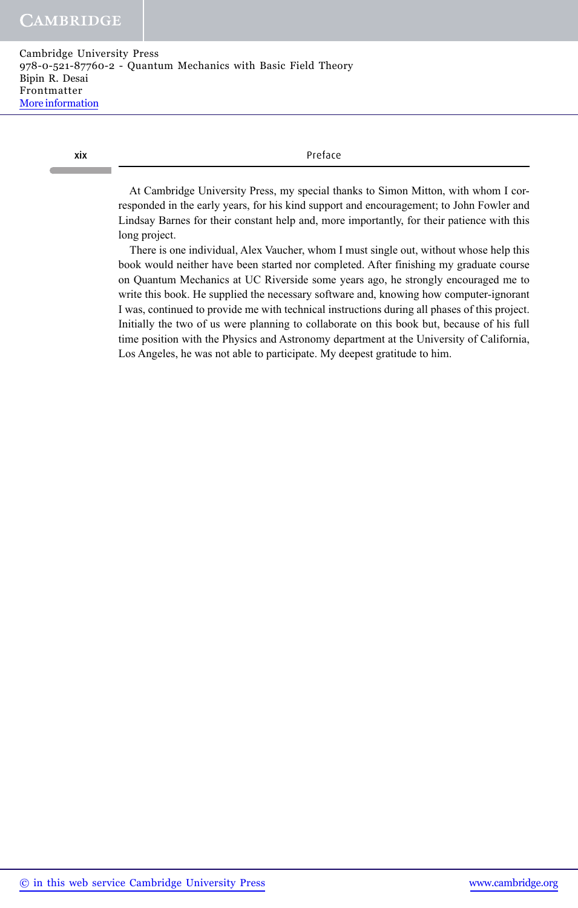At Cambridge University Press, my special thanks to Simon Mitton, with whom I corresponded in the early years, for his kind support and encouragement; to John Fowler and Lindsay Barnes for their constant help and, more importantly, for their patience with this long project.

There is one individual, Alex Vaucher, whom I must single out, without whose help this book would neither have been started nor completed. After finishing my graduate course on Quantum Mechanics at UC Riverside some years ago, he strongly encouraged me to write this book. He supplied the necessary software and, knowing how computer-ignorant I was, continued to provide me with technical instructions during all phases of this project. Initially the two of us were planning to collaborate on this book but, because of his full time position with the Physics and Astronomy department at the University of California, Los Angeles, he was not able to participate. My deepest gratitude to him.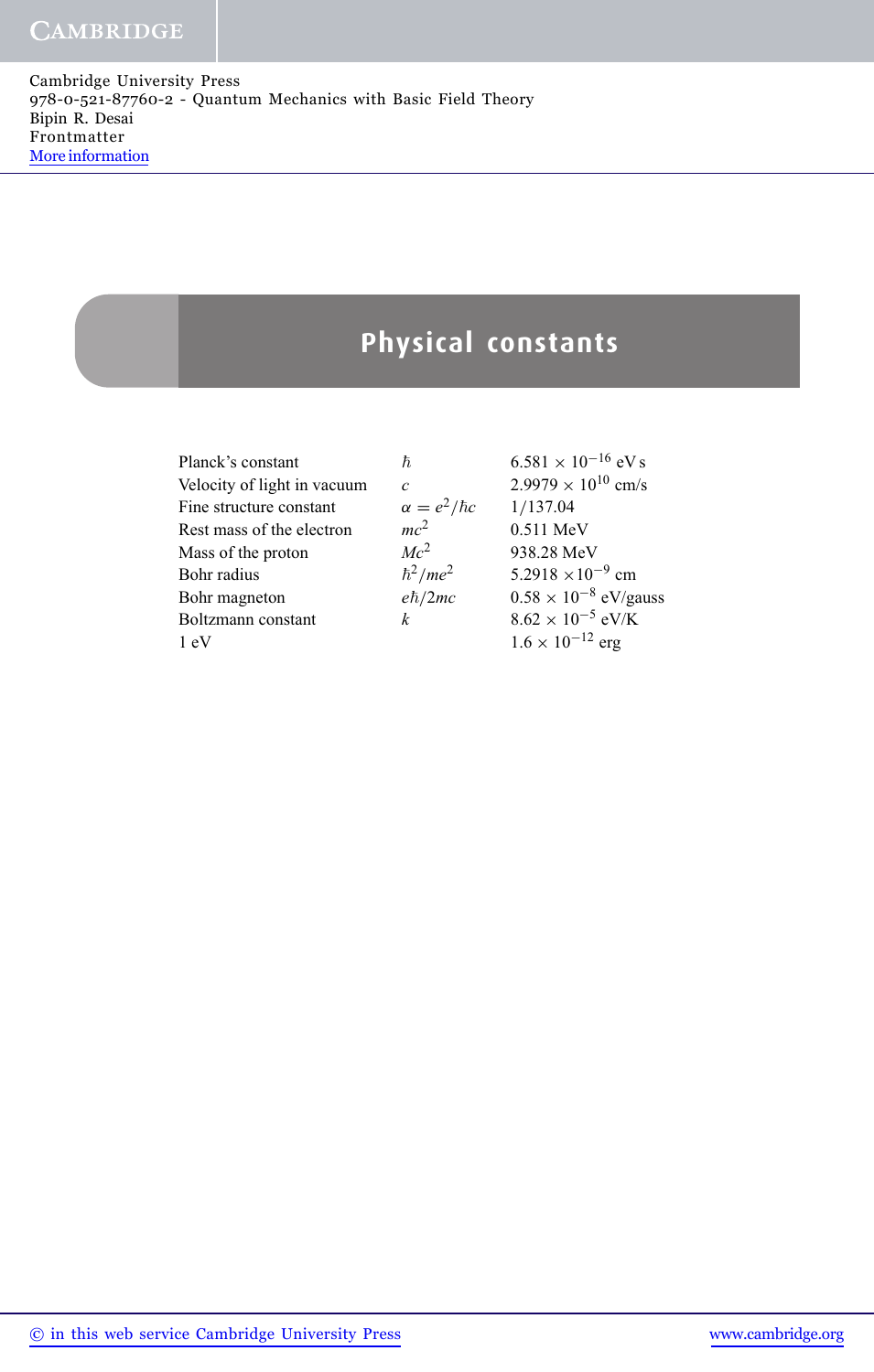# Physical constants

| | | |
|---|---|---|
| Planck's constant | $\hbar$ | $6.581 \times 10^{-16}$ eV s |
| Velocity of light in vacuum | $c$ | $2.9979 \times 10^{10}$ cm/s |
| Fine structure constant | $\alpha = e^2/\hbar c$ | $1/137.04$ |
| Rest mass of the electron | $mc^2$ | 0.511 MeV |
| Mass of the proton | $Mc^2$ | 938.28 MeV |
| Bohr radius | $\hbar^2/me^2$ | $5.2918 \times 10^{-9}$ cm |
| Bohr magneton | $e\hbar/2mc$ | $0.58 \times 10^{-8}$ eV/gauss |
| Boltzmann constant | $k$ | $8.62 \times 10^{-5}$ eV/K |
| 1 eV | | $1.6 \times 10^{-12}$ erg |